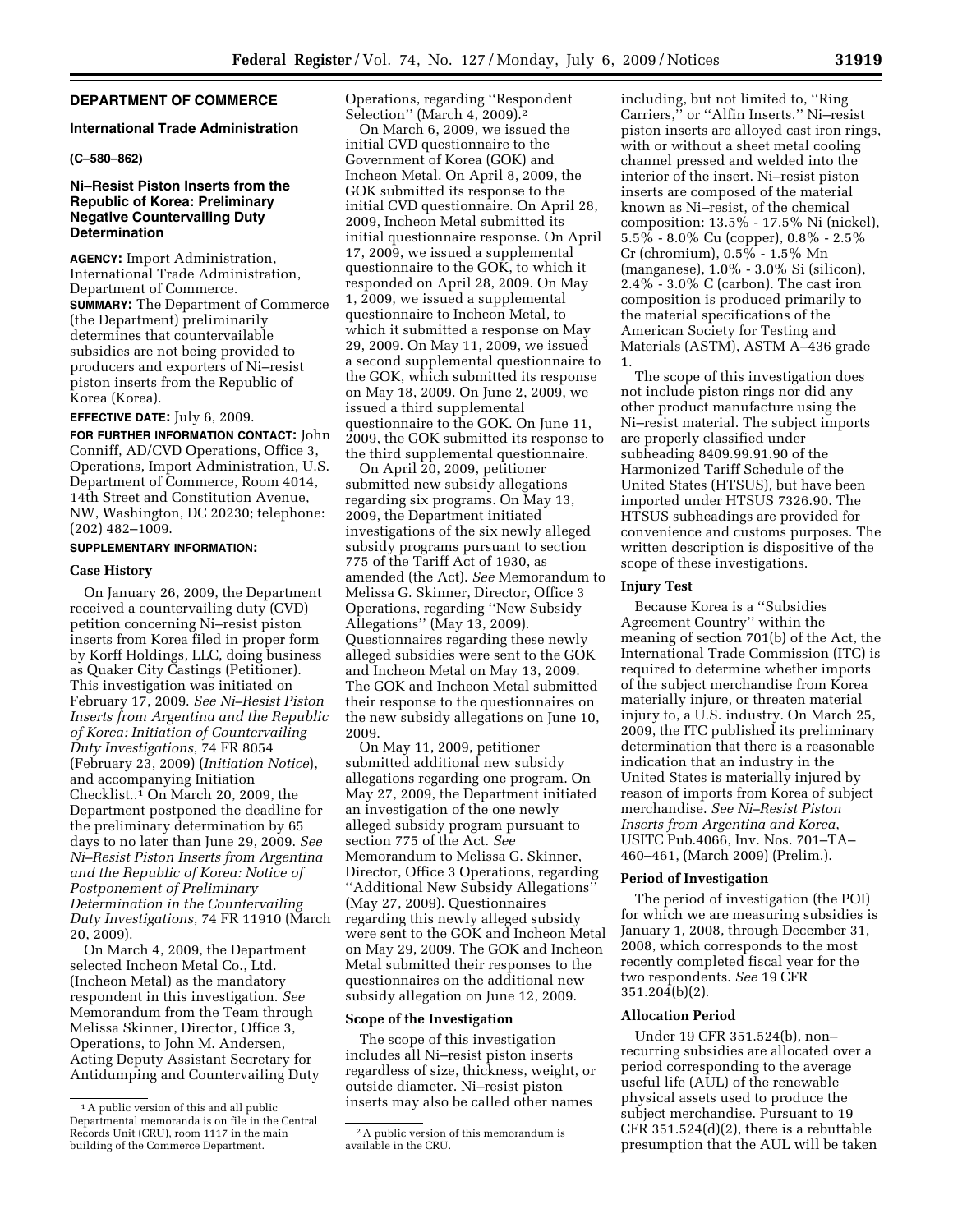## DEPARTMENT OF COMMERCE

### International Trade Administration

**(C–580–862)**

### Ni–Resist Piston Inserts from the Republic of Korea: Preliminary Negative Countervailing Duty Determination

**AGENCY:** Import Administration, International Trade Administration, Department of Commerce.

**SUMMARY:** The Department of Commerce (the Department) preliminarily determines that countervailable subsidies are not being provided to producers and exporters of Ni–resist piston inserts from the Republic of Korea (Korea).

**EFFECTIVE DATE:** July 6, 2009.

**FOR FURTHER INFORMATION CONTACT:** John Conniff, AD/CVD Operations, Office 3, Operations, Import Administration, U.S. Department of Commerce, Room 4014, 14th Street and Constitution Avenue, NW, Washington, DC 20230; telephone: (202) 482–1009.

**SUPPLEMENTARY INFORMATION:**

#### Case History

On January 26, 2009, the Department received a countervailing duty (CVD) petition concerning Ni–resist piston inserts from Korea filed in proper form by Korff Holdings, LLC, doing business as Quaker City Castings (Petitioner). This investigation was initiated on February 17, 2009. *See Ni–Resist Piston Inserts from Argentina and the Republic of Korea: Initiation of Countervailing Duty Investigations*, 74 FR 8054 (February 23, 2009) (*Initiation Notice*), and accompanying Initiation Checklist..[1] On March 20, 2009, the Department postponed the deadline for the preliminary determination by 65 days to no later than June 29, 2009. *See Ni–Resist Piston Inserts from Argentina and the Republic of Korea: Notice of Postponement of Preliminary Determination in the Countervailing Duty Investigations*, 74 FR 11910 (March 20, 2009).

On March 4, 2009, the Department selected Incheon Metal Co., Ltd. (Incheon Metal) as the mandatory respondent in this investigation. *See* Memorandum from the Team through Melissa Skinner, Director, Office 3, Operations, to John M. Andersen, Acting Deputy Assistant Secretary for Antidumping and Countervailing Duty Operations, regarding ''Respondent Selection'' (March 4, 2009).[2]

On March 6, 2009, we issued the initial CVD questionnaire to the Government of Korea (GOK) and Incheon Metal. On April 8, 2009, the GOK submitted its response to the initial CVD questionnaire. On April 28, 2009, Incheon Metal submitted its initial questionnaire response. On April 17, 2009, we issued a supplemental questionnaire to the GOK, to which it responded on April 28, 2009. On May 1, 2009, we issued a supplemental questionnaire to Incheon Metal, to which it submitted a response on May 29, 2009. On May 11, 2009, we issued a second supplemental questionnaire to the GOK, which submitted its response on May 18, 2009. On June 2, 2009, we issued a third supplemental questionnaire to the GOK. On June 11, 2009, the GOK submitted its response to the third supplemental questionnaire.

On April 20, 2009, petitioner submitted new subsidy allegations regarding six programs. On May 13, 2009, the Department initiated investigations of the six newly alleged subsidy programs pursuant to section 775 of the Tariff Act of 1930, as amended (the Act). *See* Memorandum to Melissa G. Skinner, Director, Office 3 Operations, regarding ''New Subsidy Allegations'' (May 13, 2009). Questionnaires regarding these newly alleged subsidies were sent to the GOK and Incheon Metal on May 13, 2009. The GOK and Incheon Metal submitted their response to the questionnaires on the new subsidy allegations on June 10, 2009.

On May 11, 2009, petitioner submitted additional new subsidy allegations regarding one program. On May 27, 2009, the Department initiated an investigation of the one newly alleged subsidy program pursuant to section 775 of the Act. *See* Memorandum to Melissa G. Skinner, Director, Office 3 Operations, regarding ''Additional New Subsidy Allegations'' (May 27, 2009). Questionnaires regarding this newly alleged subsidy were sent to the GOK and Incheon Metal on May 29, 2009. The GOK and Incheon Metal submitted their responses to the questionnaires on the additional new subsidy allegation on June 12, 2009.

#### Scope of the Investigation

The scope of this investigation includes all Ni–resist piston inserts regardless of size, thickness, weight, or outside diameter. Ni–resist piston inserts may also be called other names including, but not limited to, ''Ring Carriers,'' or ''Alfin Inserts.'' Ni–resist piston inserts are alloyed cast iron rings, with or without a sheet metal cooling channel pressed and welded into the interior of the insert. Ni–resist piston inserts are composed of the material known as Ni–resist, of the chemical composition: 13.5% - 17.5% Ni (nickel), 5.5% - 8.0% Cu (copper), 0.8% - 2.5% Cr (chromium), 0.5% - 1.5% Mn (manganese), 1.0% - 3.0% Si (silicon), 2.4% - 3.0% C (carbon). The cast iron composition is produced primarily to the material specifications of the American Society for Testing and Materials (ASTM), ASTM A–436 grade 1.

The scope of this investigation does not include piston rings nor did any other product manufacture using the Ni–resist material. The subject imports are properly classified under subheading 8409.99.91.90 of the Harmonized Tariff Schedule of the United States (HTSUS), but have been imported under HTSUS 7326.90. The HTSUS subheadings are provided for convenience and customs purposes. The written description is dispositive of the scope of these investigations.

#### Injury Test

Because Korea is a ''Subsidies Agreement Country'' within the meaning of section 701(b) of the Act, the International Trade Commission (ITC) is required to determine whether imports of the subject merchandise from Korea materially injure, or threaten material injury to, a U.S. industry. On March 25, 2009, the ITC published its preliminary determination that there is a reasonable indication that an industry in the United States is materially injured by reason of imports from Korea of subject merchandise. *See Ni–Resist Piston Inserts from Argentina and Korea*, USITC Pub.4066, Inv. Nos. 701–TA–460–461, (March 2009) (Prelim.).

#### Period of Investigation

The period of investigation (the POI) for which we are measuring subsidies is January 1, 2008, through December 31, 2008, which corresponds to the most recently completed fiscal year for the two respondents. *See* 19 CFR 351.204(b)(2).

#### Allocation Period

Under 19 CFR 351.524(b), non–recurring subsidies are allocated over a period corresponding to the average useful life (AUL) of the renewable physical assets used to produce the subject merchandise. Pursuant to 19 CFR 351.524(d)(2), there is a rebuttable presumption that the AUL will be taken

---

[1] A public version of this and all public Departmental memoranda is on file in the Central Records Unit (CRU), room 1117 in the main building of the Commerce Department.

[2] A public version of this memorandum is available in the CRU.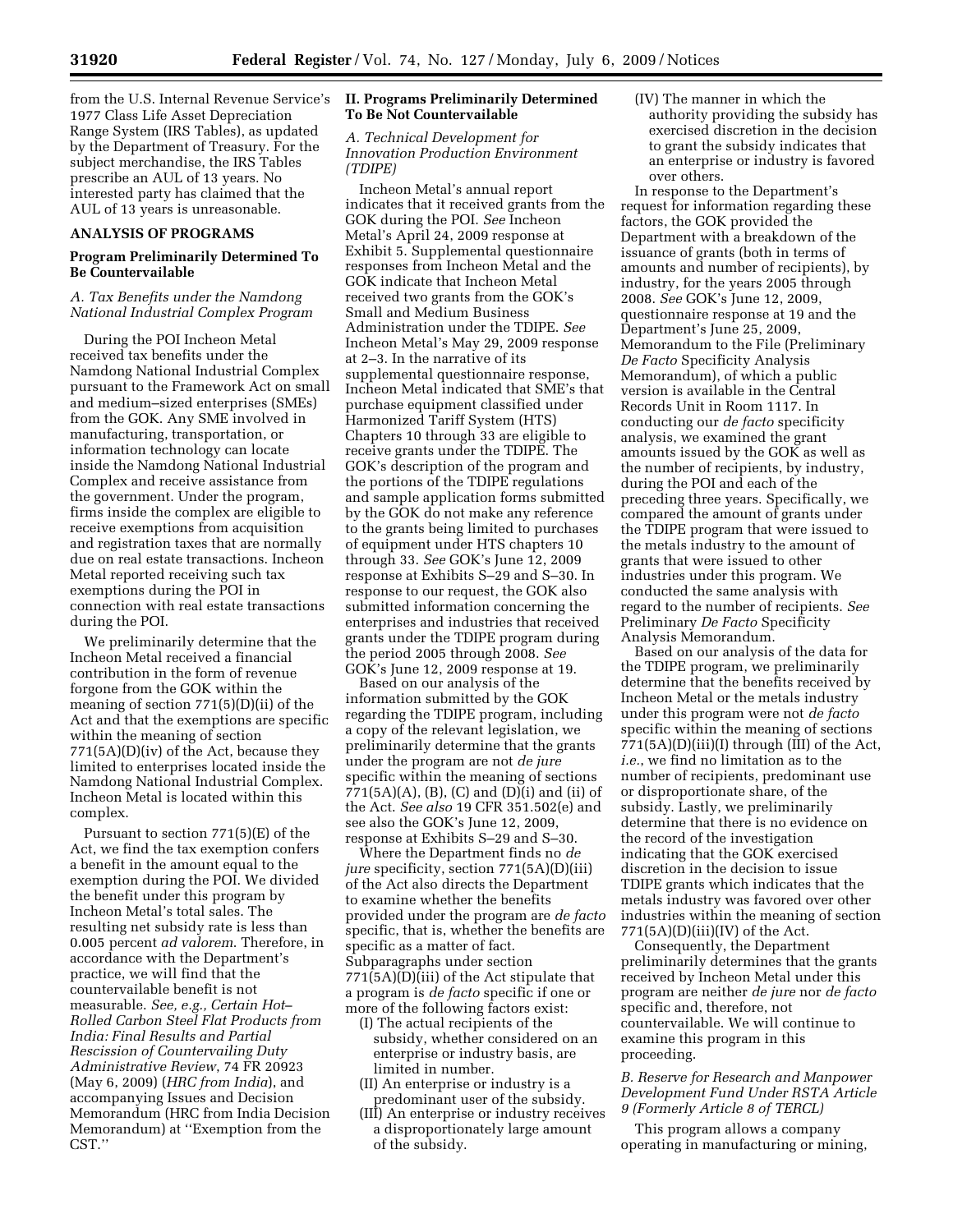from the U.S. Internal Revenue Service's 1977 Class Life Asset Depreciation Range System (IRS Tables), as updated by the Department of Treasury. For the subject merchandise, the IRS Tables prescribe an AUL of 13 years. No interested party has claimed that the AUL of 13 years is unreasonable.

## ANALYSIS OF PROGRAMS

### Program Preliminarily Determined To Be Countervailable

*A. Tax Benefits under the Namdong National Industrial Complex Program*

During the POI Incheon Metal received tax benefits under the Namdong National Industrial Complex pursuant to the Framework Act on small and medium–sized enterprises (SMEs) from the GOK. Any SME involved in manufacturing, transportation, or information technology can locate inside the Namdong National Industrial Complex and receive assistance from the government. Under the program, firms inside the complex are eligible to receive exemptions from acquisition and registration taxes that are normally due on real estate transactions. Incheon Metal reported receiving such tax exemptions during the POI in connection with real estate transactions during the POI.

We preliminarily determine that the Incheon Metal received a financial contribution in the form of revenue forgone from the GOK within the meaning of section 771(5)(D)(ii) of the Act and that the exemptions are specific within the meaning of section 771(5A)(D)(iv) of the Act, because they limited to enterprises located inside the Namdong National Industrial Complex. Incheon Metal is located within this complex.

Pursuant to section 771(5)(E) of the Act, we find the tax exemption confers a benefit in the amount equal to the exemption during the POI. We divided the benefit under this program by Incheon Metal's total sales. The resulting net subsidy rate is less than 0.005 percent *ad valorem*. Therefore, in accordance with the Department's practice, we will find that the countervailable benefit is not measurable. *See, e.g., Certain Hot–Rolled Carbon Steel Flat Products from India: Final Results and Partial Rescission of Countervailing Duty Administrative Review*, 74 FR 20923 (May 6, 2009) (*HRC from India*), and accompanying Issues and Decision Memorandum (HRC from India Decision Memorandum) at ''Exemption from the CST.''

### II. Programs Preliminarily Determined To Be Not Countervailable

*A. Technical Development for Innovation Production Environment (TDIPE)*

Incheon Metal's annual report indicates that it received grants from the GOK during the POI. *See* Incheon Metal's April 24, 2009 response at Exhibit 5. Supplemental questionnaire responses from Incheon Metal and the GOK indicate that Incheon Metal received two grants from the GOK's Small and Medium Business Administration under the TDIPE. *See* Incheon Metal's May 29, 2009 response at 2–3. In the narrative of its supplemental questionnaire response, Incheon Metal indicated that SME's that purchase equipment classified under Harmonized Tariff System (HTS) Chapters 10 through 33 are eligible to receive grants under the TDIPE. The GOK's description of the program and the portions of the TDIPE regulations and sample application forms submitted by the GOK do not make any reference to the grants being limited to purchases of equipment under HTS chapters 10 through 33. *See* GOK's June 12, 2009 response at Exhibits S–29 and S–30. In response to our request, the GOK also submitted information concerning the enterprises and industries that received grants under the TDIPE program during the period 2005 through 2008. *See* GOK's June 12, 2009 response at 19.

Based on our analysis of the information submitted by the GOK regarding the TDIPE program, including a copy of the relevant legislation, we preliminarily determine that the grants under the program are not *de jure* specific within the meaning of sections 771(5A)(A), (B), (C) and (D)(i) and (ii) of the Act. *See also* 19 CFR 351.502(e) and see also the GOK's June 12, 2009, response at Exhibits S–29 and S–30.

Where the Department finds no *de jure* specificity, section 771(5A)(D)(iii) of the Act also directs the Department to examine whether the benefits provided under the program are *de facto* specific, that is, whether the benefits are specific as a matter of fact. Subparagraphs under section 771(5A)(D)(iii) of the Act stipulate that a program is *de facto* specific if one or more of the following factors exist:

(I) The actual recipients of the subsidy, whether considered on an enterprise or industry basis, are limited in number.

(II) An enterprise or industry is a predominant user of the subsidy.

(III) An enterprise or industry receives a disproportionately large amount of the subsidy.

(IV) The manner in which the authority providing the subsidy has exercised discretion in the decision to grant the subsidy indicates that an enterprise or industry is favored over others.

In response to the Department's request for information regarding these factors, the GOK provided the Department with a breakdown of the issuance of grants (both in terms of amounts and number of recipients), by industry, for the years 2005 through 2008. *See* GOK's June 12, 2009, questionnaire response at 19 and the Department's June 25, 2009, Memorandum to the File (Preliminary *De Facto* Specificity Analysis Memorandum), of which a public version is available in the Central Records Unit in Room 1117. In conducting our *de facto* specificity analysis, we examined the grant amounts issued by the GOK as well as the number of recipients, by industry, during the POI and each of the preceding three years. Specifically, we compared the amount of grants under the TDIPE program that were issued to the metals industry to the amount of grants that were issued to other industries under this program. We conducted the same analysis with regard to the number of recipients. *See* Preliminary *De Facto* Specificity Analysis Memorandum.

Based on our analysis of the data for the TDIPE program, we preliminarily determine that the benefits received by Incheon Metal or the metals industry under this program were not *de facto* specific within the meaning of sections 771(5A)(D)(iii)(I) through (III) of the Act, *i.e.*, we find no limitation as to the number of recipients, predominant use or disproportionate share, of the subsidy. Lastly, we preliminarily determine that there is no evidence on the record of the investigation indicating that the GOK exercised discretion in the decision to issue TDIPE grants which indicates that the metals industry was favored over other industries within the meaning of section 771(5A)(D)(iii)(IV) of the Act.

Consequently, the Department preliminarily determines that the grants received by Incheon Metal under this program are neither *de jure* nor *de facto* specific and, therefore, not countervailable. We will continue to examine this program in this proceeding.

*B. Reserve for Research and Manpower Development Fund Under RSTA Article 9 (Formerly Article 8 of TERCL)*

This program allows a company operating in manufacturing or mining,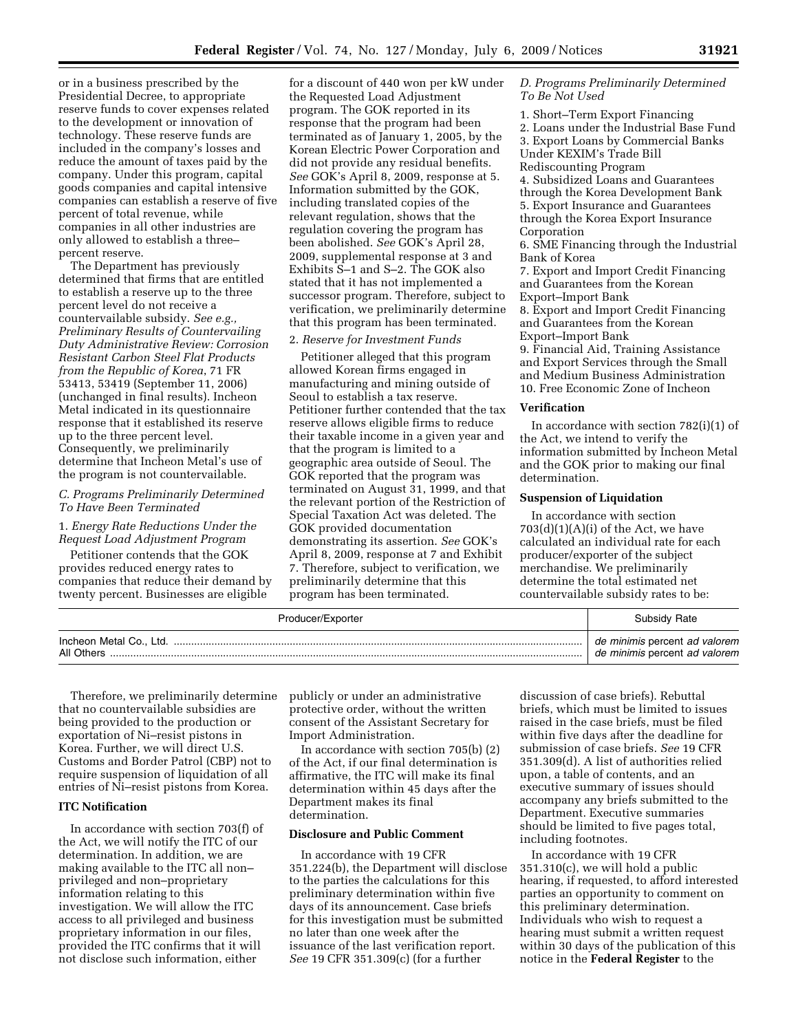or in a business prescribed by the Presidential Decree, to appropriate reserve funds to cover expenses related to the development or innovation of technology. These reserve funds are included in the company's losses and reduce the amount of taxes paid by the company. Under this program, capital goods companies and capital intensive companies can establish a reserve of five percent of total revenue, while companies in all other industries are only allowed to establish a three–percent reserve.

The Department has previously determined that firms that are entitled to establish a reserve up to the three percent level do not receive a countervailable subsidy. *See e.g., Preliminary Results of Countervailing Duty Administrative Review: Corrosion Resistant Carbon Steel Flat Products from the Republic of Korea*, 71 FR 53413, 53419 (September 11, 2006) (unchanged in final results). Incheon Metal indicated in its questionnaire response that it established its reserve up to the three percent level. Consequently, we preliminarily determine that Incheon Metal's use of the program is not countervailable.

### *C. Programs Preliminarily Determined To Have Been Terminated*

#### 1. *Energy Rate Reductions Under the Request Load Adjustment Program*

Petitioner contends that the GOK provides reduced energy rates to companies that reduce their demand by twenty percent. Businesses are eligible for a discount of 440 won per kW under the Requested Load Adjustment program. The GOK reported in its response that the program had been terminated as of January 1, 2005, by the Korean Electric Power Corporation and did not provide any residual benefits. *See* GOK's April 8, 2009, response at 5. Information submitted by the GOK, including translated copies of the relevant regulation, shows that the regulation covering the program has been abolished. *See* GOK's April 28, 2009, supplemental response at 3 and Exhibits S–1 and S–2. The GOK also stated that it has not implemented a successor program. Therefore, subject to verification, we preliminarily determine that this program has been terminated.

#### 2. *Reserve for Investment Funds*

Petitioner alleged that this program allowed Korean firms engaged in manufacturing and mining outside of Seoul to establish a tax reserve. Petitioner further contended that the tax reserve allows eligible firms to reduce their taxable income in a given year and that the program is limited to a geographic area outside of Seoul. The GOK reported that the program was terminated on August 31, 1999, and that the relevant portion of the Restriction of Special Taxation Act was deleted. The GOK provided documentation demonstrating its assertion. *See* GOK's April 8, 2009, response at 7 and Exhibit 7. Therefore, subject to verification, we preliminarily determine that this program has been terminated.

### *D. Programs Preliminarily Determined To Be Not Used*

1. Short–Term Export Financing
2. Loans under the Industrial Base Fund
3. Export Loans by Commercial Banks Under KEXIM's Trade Bill Rediscounting Program
4. Subsidized Loans and Guarantees through the Korea Development Bank
5. Export Insurance and Guarantees through the Korea Export Insurance Corporation
6. SME Financing through the Industrial Bank of Korea
7. Export and Import Credit Financing and Guarantees from the Korean Export–Import Bank
8. Export and Import Credit Financing and Guarantees from the Korean Export–Import Bank
9. Financial Aid, Training Assistance and Export Services through the Small and Medium Business Administration
10. Free Economic Zone of Incheon

## Verification

In accordance with section 782(i)(1) of the Act, we intend to verify the information submitted by Incheon Metal and the GOK prior to making our final determination.

## Suspension of Liquidation

In accordance with section 703(d)(1)(A)(i) of the Act, we have calculated an individual rate for each producer/exporter of the subject merchandise. We preliminarily determine the total estimated net countervailable subsidy rates to be:

| Producer/Exporter | Subsidy Rate |
|---|---|
| Incheon Metal Co., Ltd. | *de minimis* percent *ad valorem* |
| All Others | *de minimis* percent *ad valorem* |

Therefore, we preliminarily determine that no countervailable subsidies are being provided to the production or exportation of Ni–resist pistons in Korea. Further, we will direct U.S. Customs and Border Patrol (CBP) not to require suspension of liquidation of all entries of Ni–resist pistons from Korea.

## ITC Notification

In accordance with section 703(f) of the Act, we will notify the ITC of our determination. In addition, we are making available to the ITC all non–privileged and non–proprietary information relating to this investigation. We will allow the ITC access to all privileged and business proprietary information in our files, provided the ITC confirms that it will not disclose such information, either publicly or under an administrative protective order, without the written consent of the Assistant Secretary for Import Administration.

In accordance with section 705(b) (2) of the Act, if our final determination is affirmative, the ITC will make its final determination within 45 days after the Department makes its final determination.

## Disclosure and Public Comment

In accordance with 19 CFR 351.224(b), the Department will disclose to the parties the calculations for this preliminary determination within five days of its announcement. Case briefs for this investigation must be submitted no later than one week after the issuance of the last verification report. *See* 19 CFR 351.309(c) (for a further discussion of case briefs). Rebuttal briefs, which must be limited to issues raised in the case briefs, must be filed within five days after the deadline for submission of case briefs. *See* 19 CFR 351.309(d). A list of authorities relied upon, a table of contents, and an executive summary of issues should accompany any briefs submitted to the Department. Executive summaries should be limited to five pages total, including footnotes.

In accordance with 19 CFR 351.310(c), we will hold a public hearing, if requested, to afford interested parties an opportunity to comment on this preliminary determination. Individuals who wish to request a hearing must submit a written request within 30 days of the publication of this notice in the **Federal Register** to the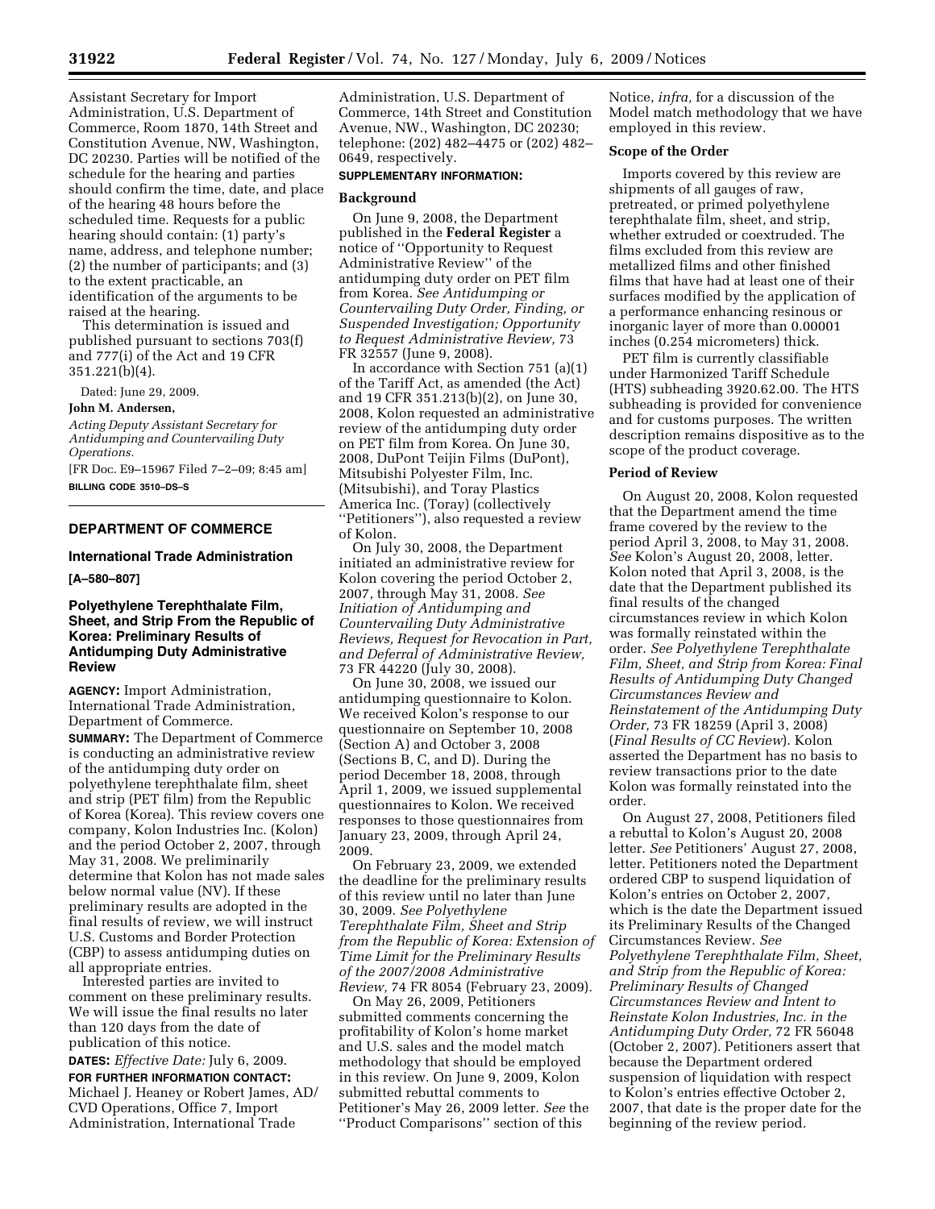Assistant Secretary for Import Administration, U.S. Department of Commerce, Room 1870, 14th Street and Constitution Avenue, NW, Washington, DC 20230. Parties will be notified of the schedule for the hearing and parties should confirm the time, date, and place of the hearing 48 hours before the scheduled time. Requests for a public hearing should contain: (1) party's name, address, and telephone number; (2) the number of participants; and (3) to the extent practicable, an identification of the arguments to be raised at the hearing.

This determination is issued and published pursuant to sections 703(f) and 777(i) of the Act and 19 CFR 351.221(b)(4).

Dated: June 29, 2009.

**John M. Andersen,**

*Acting Deputy Assistant Secretary for Antidumping and Countervailing Duty Operations.*

[FR Doc. E9–15967 Filed 7–2–09; 8:45 am]

**BILLING CODE 3510–DS–S**

---

## DEPARTMENT OF COMMERCE

### International Trade Administration

**[A–580–807]**

### Polyethylene Terephthalate Film, Sheet, and Strip From the Republic of Korea: Preliminary Results of Antidumping Duty Administrative Review

**AGENCY:** Import Administration, International Trade Administration, Department of Commerce.

**SUMMARY:** The Department of Commerce is conducting an administrative review of the antidumping duty order on polyethylene terephthalate film, sheet and strip (PET film) from the Republic of Korea (Korea). This review covers one company, Kolon Industries Inc. (Kolon) and the period October 2, 2007, through May 31, 2008. We preliminarily determine that Kolon has not made sales below normal value (NV). If these preliminary results are adopted in the final results of review, we will instruct U.S. Customs and Border Protection (CBP) to assess antidumping duties on all appropriate entries.

Interested parties are invited to comment on these preliminary results. We will issue the final results no later than 120 days from the date of publication of this notice.

**DATES:** *Effective Date:* July 6, 2009.

**FOR FURTHER INFORMATION CONTACT:** Michael J. Heaney or Robert James, AD/CVD Operations, Office 7, Import Administration, International Trade Administration, U.S. Department of Commerce, 14th Street and Constitution Avenue, NW., Washington, DC 20230; telephone: (202) 482–4475 or (202) 482–0649, respectively.

**SUPPLEMENTARY INFORMATION:**

**Background**

On June 9, 2008, the Department published in the **Federal Register** a notice of ''Opportunity to Request Administrative Review'' of the antidumping duty order on PET film from Korea. *See Antidumping or Countervailing Duty Order, Finding, or Suspended Investigation; Opportunity to Request Administrative Review,* 73 FR 32557 (June 9, 2008).

In accordance with Section 751 (a)(1) of the Tariff Act, as amended (the Act) and 19 CFR 351.213(b)(2), on June 30, 2008, Kolon requested an administrative review of the antidumping duty order on PET film from Korea. On June 30, 2008, DuPont Teijin Films (DuPont), Mitsubishi Polyester Film, Inc. (Mitsubishi), and Toray Plastics America Inc. (Toray) (collectively ''Petitioners''), also requested a review of Kolon.

On July 30, 2008, the Department initiated an administrative review for Kolon covering the period October 2, 2007, through May 31, 2008. *See Initiation of Antidumping and Countervailing Duty Administrative Reviews, Request for Revocation in Part, and Deferral of Administrative Review,* 73 FR 44220 (July 30, 2008).

On June 30, 2008, we issued our antidumping questionnaire to Kolon. We received Kolon's response to our questionnaire on September 10, 2008 (Section A) and October 3, 2008 (Sections B, C, and D). During the period December 18, 2008, through April 1, 2009, we issued supplemental questionnaires to Kolon. We received responses to those questionnaires from January 23, 2009, through April 24, 2009.

On February 23, 2009, we extended the deadline for the preliminary results of this review until no later than June 30, 2009. *See Polyethylene Terephthalate Film, Sheet and Strip from the Republic of Korea: Extension of Time Limit for the Preliminary Results of the 2007/2008 Administrative Review,* 74 FR 8054 (February 23, 2009).

On May 26, 2009, Petitioners submitted comments concerning the profitability of Kolon's home market and U.S. sales and the model match methodology that should be employed in this review. On June 9, 2009, Kolon submitted rebuttal comments to Petitioner's May 26, 2009 letter. *See* the ''Product Comparisons'' section of this Notice, *infra,* for a discussion of the Model match methodology that we have employed in this review.

**Scope of the Order**

Imports covered by this review are shipments of all gauges of raw, pretreated, or primed polyethylene terephthalate film, sheet, and strip, whether extruded or coextruded. The films excluded from this review are metallized films and other finished films that have had at least one of their surfaces modified by the application of a performance enhancing resinous or inorganic layer of more than 0.00001 inches (0.254 micrometers) thick.

PET film is currently classifiable under Harmonized Tariff Schedule (HTS) subheading 3920.62.00. The HTS subheading is provided for convenience and for customs purposes. The written description remains dispositive as to the scope of the product coverage.

**Period of Review**

On August 20, 2008, Kolon requested that the Department amend the time frame covered by the review to the period April 3, 2008, to May 31, 2008. *See* Kolon's August 20, 2008, letter. Kolon noted that April 3, 2008, is the date that the Department published its final results of the changed circumstances review in which Kolon was formally reinstated within the order. *See Polyethylene Terephthalate Film, Sheet, and Strip from Korea: Final Results of Antidumping Duty Changed Circumstances Review and Reinstatement of the Antidumping Duty Order,* 73 FR 18259 (April 3, 2008) (*Final Results of CC Review*). Kolon asserted the Department has no basis to review transactions prior to the date Kolon was formally reinstated into the order.

On August 27, 2008, Petitioners filed a rebuttal to Kolon's August 20, 2008 letter. *See* Petitioners' August 27, 2008, letter. Petitioners noted the Department ordered CBP to suspend liquidation of Kolon's entries on October 2, 2007, which is the date the Department issued its Preliminary Results of the Changed Circumstances Review. *See Polyethylene Terephthalate Film, Sheet, and Strip from the Republic of Korea: Preliminary Results of Changed Circumstances Review and Intent to Reinstate Kolon Industries, Inc. in the Antidumping Duty Order,* 72 FR 56048 (October 2, 2007). Petitioners assert that because the Department ordered suspension of liquidation with respect to Kolon's entries effective October 2, 2007, that date is the proper date for the beginning of the review period.